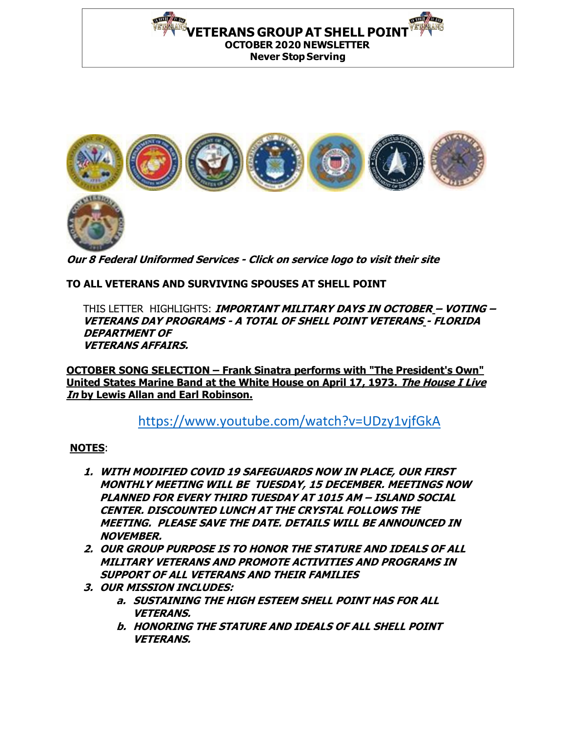# VETERANS GROUP AT SHELL POINT

**OCTOBER 2020 NEWSLETTER**

**Never Stop Serving**

***Our 8 Federal Uniformed Services - Click on service logo to visit their site***

**TO ALL VETERANS AND SURVIVING SPOUSES AT SHELL POINT**

THIS LETTER HIGHLIGHTS: ***IMPORTANT MILITARY DAYS IN OCTOBER – VOTING – VETERANS DAY PROGRAMS - A TOTAL OF SHELL POINT VETERANS - FLORIDA DEPARTMENT OF VETERANS AFFAIRS.***

**OCTOBER SONG SELECTION – Frank Sinatra performs with "The President's Own" United States Marine Band at the White House on April 17, 1973. *The House I Live In* by Lewis Allan and Earl Robinson.**

https://www.youtube.com/watch?v=UDzy1vjfGkA

**NOTES**:

1. ***WITH MODIFIED COVID 19 SAFEGUARDS NOW IN PLACE, OUR FIRST MONTHLY MEETING WILL BE TUESDAY, 15 DECEMBER. MEETINGS NOW PLANNED FOR EVERY THIRD TUESDAY AT 1015 AM – ISLAND SOCIAL CENTER. DISCOUNTED LUNCH AT THE CRYSTAL FOLLOWS THE MEETING. PLEASE SAVE THE DATE. DETAILS WILL BE ANNOUNCED IN NOVEMBER.***
2. ***OUR GROUP PURPOSE IS TO HONOR THE STATURE AND IDEALS OF ALL MILITARY VETERANS AND PROMOTE ACTIVITIES AND PROGRAMS IN SUPPORT OF ALL VETERANS AND THEIR FAMILIES***
3. ***OUR MISSION INCLUDES:***
    a. ***SUSTAINING THE HIGH ESTEEM SHELL POINT HAS FOR ALL VETERANS.***
    b. ***HONORING THE STATURE AND IDEALS OF ALL SHELL POINT VETERANS.***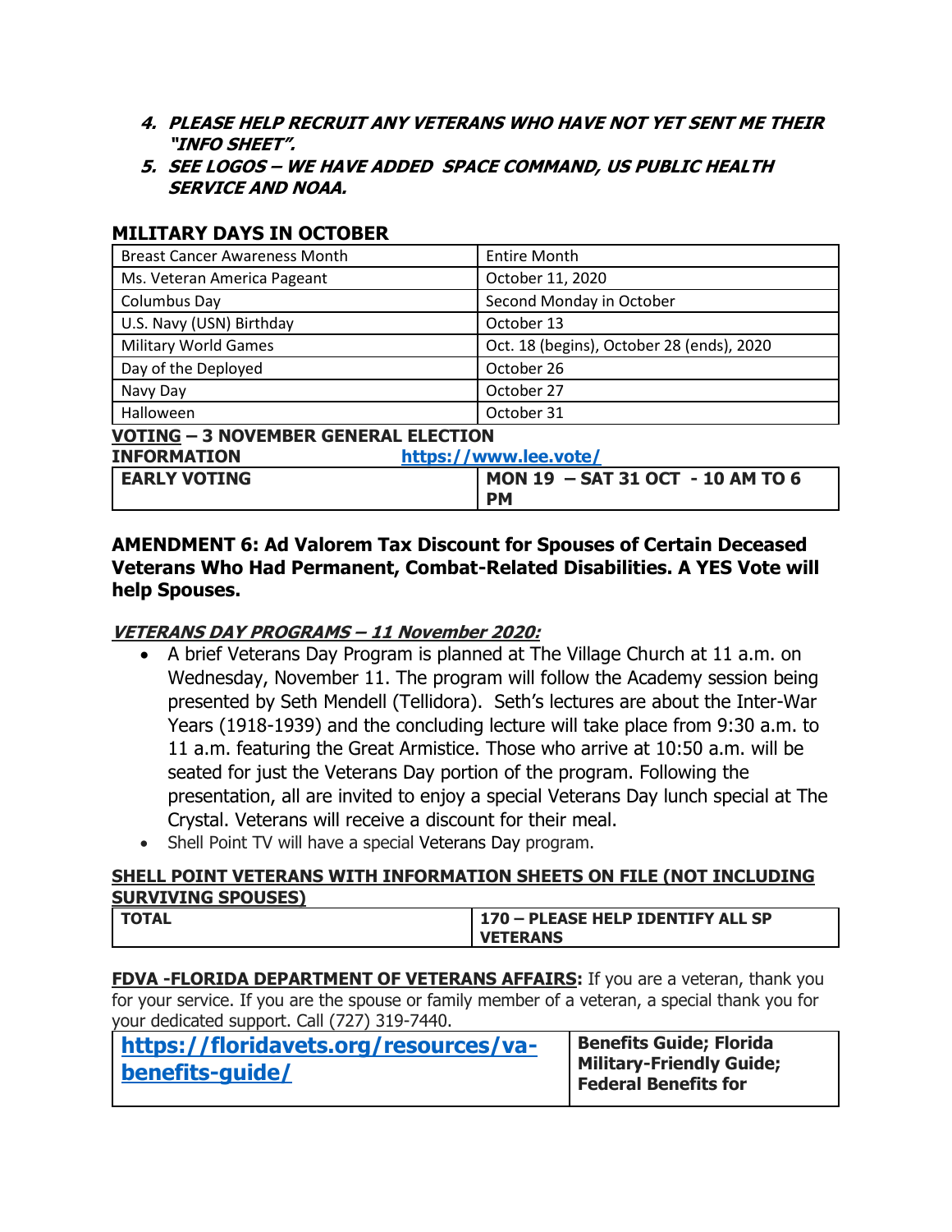4. ***PLEASE HELP RECRUIT ANY VETERANS WHO HAVE NOT YET SENT ME THEIR "INFO SHEET".***
5. ***SEE LOGOS – WE HAVE ADDED SPACE COMMAND, US PUBLIC HEALTH SERVICE AND NOAA.***

## MILITARY DAYS IN OCTOBER

| | |
|---|---|
| Breast Cancer Awareness Month | Entire Month |
| Ms. Veteran America Pageant | October 11, 2020 |
| Columbus Day | Second Monday in October |
| U.S. Navy (USN) Birthday | October 13 |
| Military World Games | Oct. 18 (begins), October 28 (ends), 2020 |
| Day of the Deployed | October 26 |
| Navy Day | October 27 |
| Halloween | October 31 |

**VOTING – 3 NOVEMBER GENERAL ELECTION INFORMATION** [https://www.lee.vote/](https://www.lee.vote/)

| | |
|---|---|
| **EARLY VOTING** | **MON 19 – SAT 31 OCT - 10 AM TO 6 PM** |

**AMENDMENT 6: Ad Valorem Tax Discount for Spouses of Certain Deceased Veterans Who Had Permanent, Combat-Related Disabilities. A YES Vote will help Spouses.**

***VETERANS DAY PROGRAMS – 11 November 2020:***

- A brief Veterans Day Program is planned at The Village Church at 11 a.m. on Wednesday, November 11. The program will follow the Academy session being presented by Seth Mendell (Tellidora). Seth's lectures are about the Inter-War Years (1918-1939) and the concluding lecture will take place from 9:30 a.m. to 11 a.m. featuring the Great Armistice. Those who arrive at 10:50 a.m. will be seated for just the Veterans Day portion of the program. Following the presentation, all are invited to enjoy a special Veterans Day lunch special at The Crystal. Veterans will receive a discount for their meal.
- Shell Point TV will have a special Veterans Day program.

**SHELL POINT VETERANS WITH INFORMATION SHEETS ON FILE (NOT INCLUDING SURVIVING SPOUSES)**

| | |
|---|---|
| **TOTAL** | **170 – PLEASE HELP IDENTIFY ALL SP VETERANS** |

**FDVA -FLORIDA DEPARTMENT OF VETERANS AFFAIRS:** If you are a veteran, thank you for your service. If you are the spouse or family member of a veteran, a special thank you for your dedicated support. Call (727) 319-7440.

| | |
|---|---|
| [https://floridavets.org/resources/va-benefits-guide/](https://floridavets.org/resources/va-benefits-guide/) | **Benefits Guide; Florida Military-Friendly Guide; Federal Benefits for** |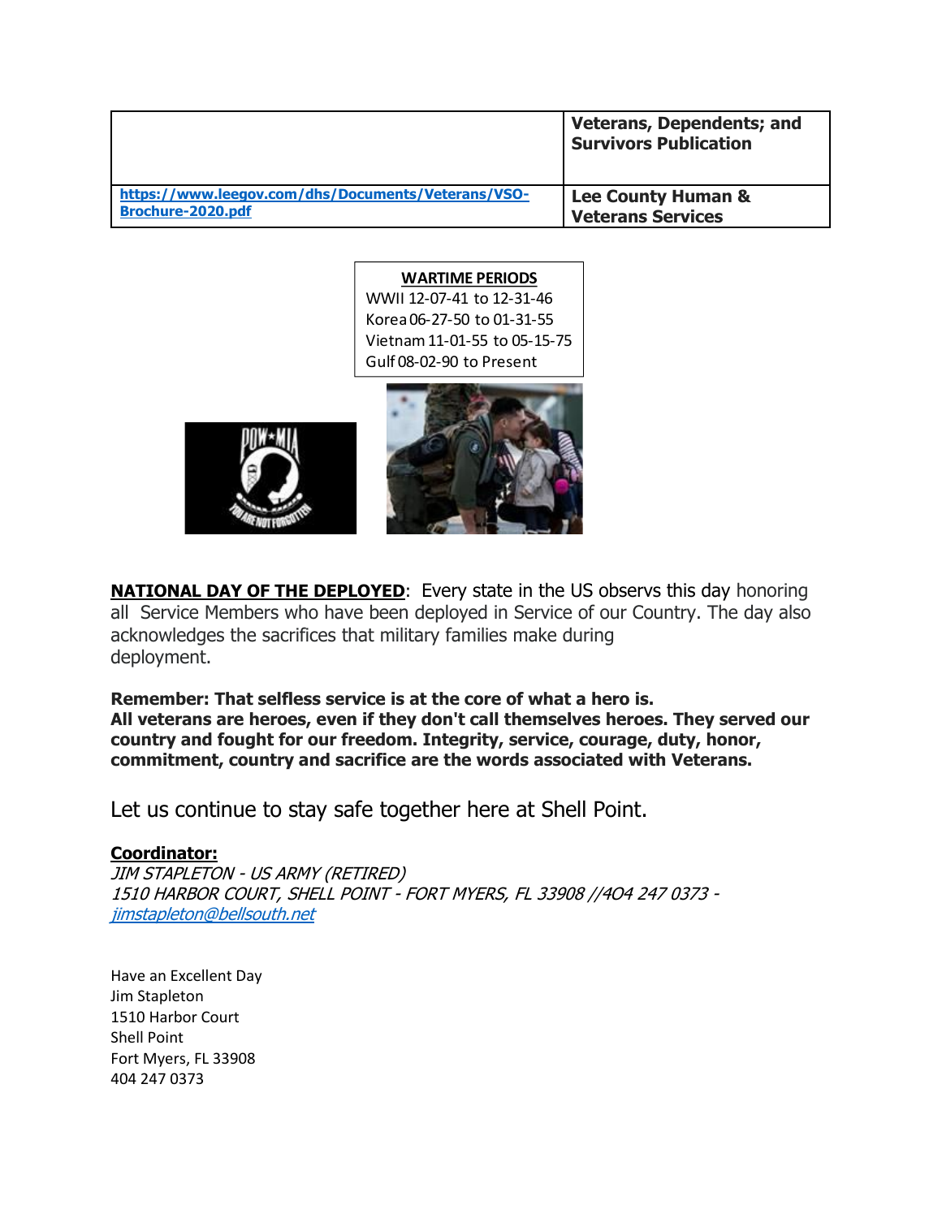| | **Veterans, Dependents; and Survivors Publication** |
|---|---|
| **https://www.leegov.com/dhs/Documents/Veterans/VSO-Brochure-2020.pdf** | **Lee County Human & Veterans Services** |

| WARTIME PERIODS |
|---|
| WWII 12-07-41 to 12-31-46 |
| Korea 06-27-50 to 01-31-55 |
| Vietnam 11-01-55 to 05-15-75 |
| Gulf 08-02-90 to Present |

**NATIONAL DAY OF THE DEPLOYED**: Every state in the US observs this day honoring all Service Members who have been deployed in Service of our Country. The day also acknowledges the sacrifices that military families make during deployment.

**Remember: That selfless service is at the core of what a hero is.**
**All veterans are heroes, even if they don't call themselves heroes. They served our country and fought for our freedom. Integrity, service, courage, duty, honor, commitment, country and sacrifice are the words associated with Veterans.**

Let us continue to stay safe together here at Shell Point.

**Coordinator:**
*JIM STAPLETON - US ARMY (RETIRED)*
*1510 HARBOR COURT, SHELL POINT - FORT MYERS, FL 33908 //404 247 0373 - jimstapleton@bellsouth.net*

Have an Excellent Day
Jim Stapleton
1510 Harbor Court
Shell Point
Fort Myers, FL 33908
404 247 0373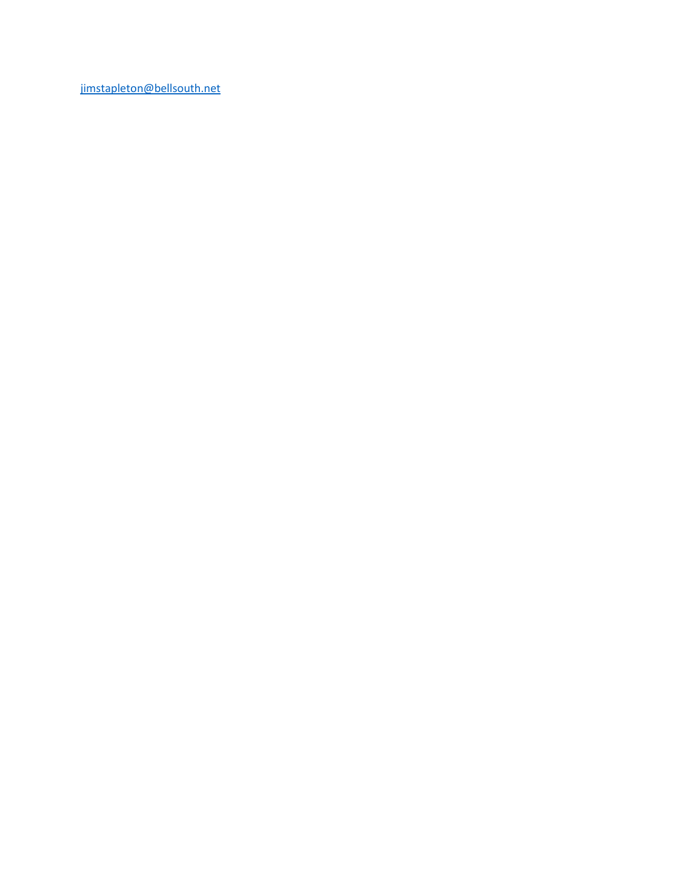jimstapleton@bellsouth.net